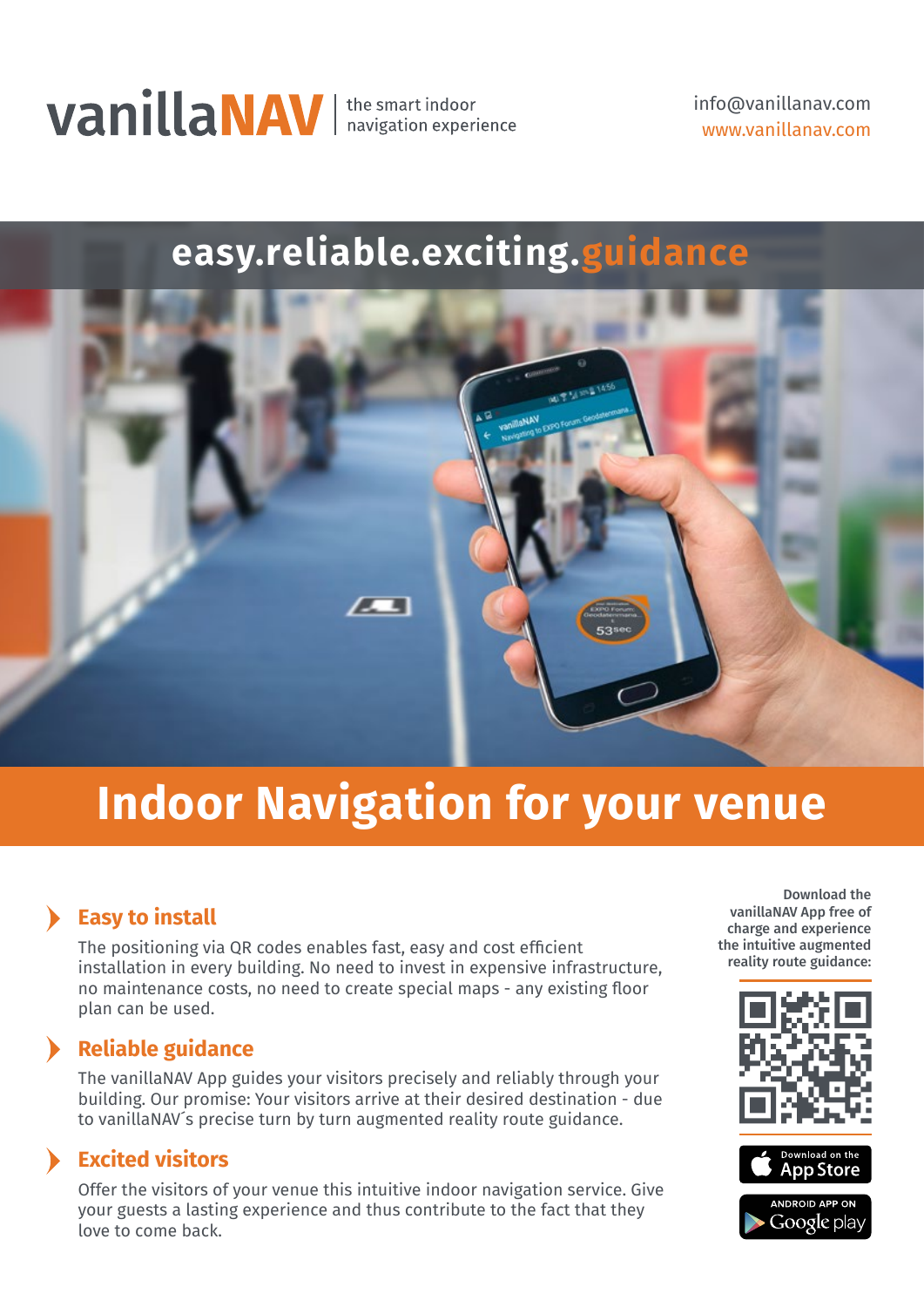# vanillaNAV

the smart indoor navigation experience

info@vanillanav.com
www.vanillanav.com

## easy.reliable.exciting.guidance

# Indoor Navigation for your venue

### Easy to install

The positioning via QR codes enables fast, easy and cost efficient installation in every building. No need to invest in expensive infrastructure, no maintenance costs, no need to create special maps - any existing floor plan can be used.

### Reliable guidance

The vanillaNAV App guides your visitors precisely and reliably through your building. Our promise: Your visitors arrive at their desired destination - due to vanillaNAV´s precise turn by turn augmented reality route guidance.

### Excited visitors

Offer the visitors of your venue this intuitive indoor navigation service. Give your guests a lasting experience and thus contribute to the fact that they love to come back.

**Download the vanillaNAV App free of charge and experience the intuitive augmented reality route guidance:**

Download on the App Store

ANDROID APP ON Google play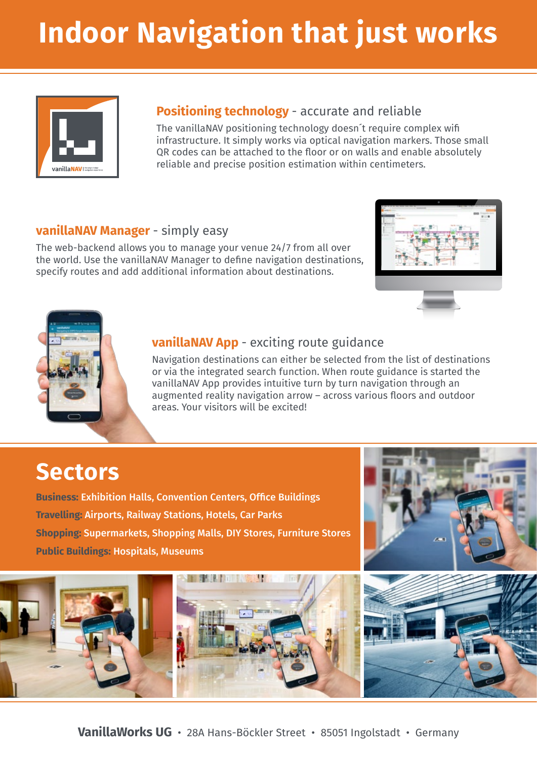# Indoor Navigation that just works

## Positioning technology - accurate and reliable

The vanillaNAV positioning technology doesn´t require complex wifi infrastructure. It simply works via optical navigation markers. Those small QR codes can be attached to the floor or on walls and enable absolutely reliable and precise position estimation within centimeters.

## vanillaNAV Manager - simply easy

The web-backend allows you to manage your venue 24/7 from all over the world. Use the vanillaNAV Manager to define navigation destinations, specify routes and add additional information about destinations.

## vanillaNAV App - exciting route guidance

Navigation destinations can either be selected from the list of destinations or via the integrated search function. When route guidance is started the vanillaNAV App provides intuitive turn by turn navigation through an augmented reality navigation arrow – across various floors and outdoor areas. Your visitors will be excited!

# Sectors

**Business:** Exhibition Halls, Convention Centers, Office Buildings

**Travelling:** Airports, Railway Stations, Hotels, Car Parks

**Shopping:** Supermarkets, Shopping Malls, DIY Stores, Furniture Stores

**Public Buildings:** Hospitals, Museums

**VanillaWorks UG** • 28A Hans-Böckler Street • 85051 Ingolstadt • Germany